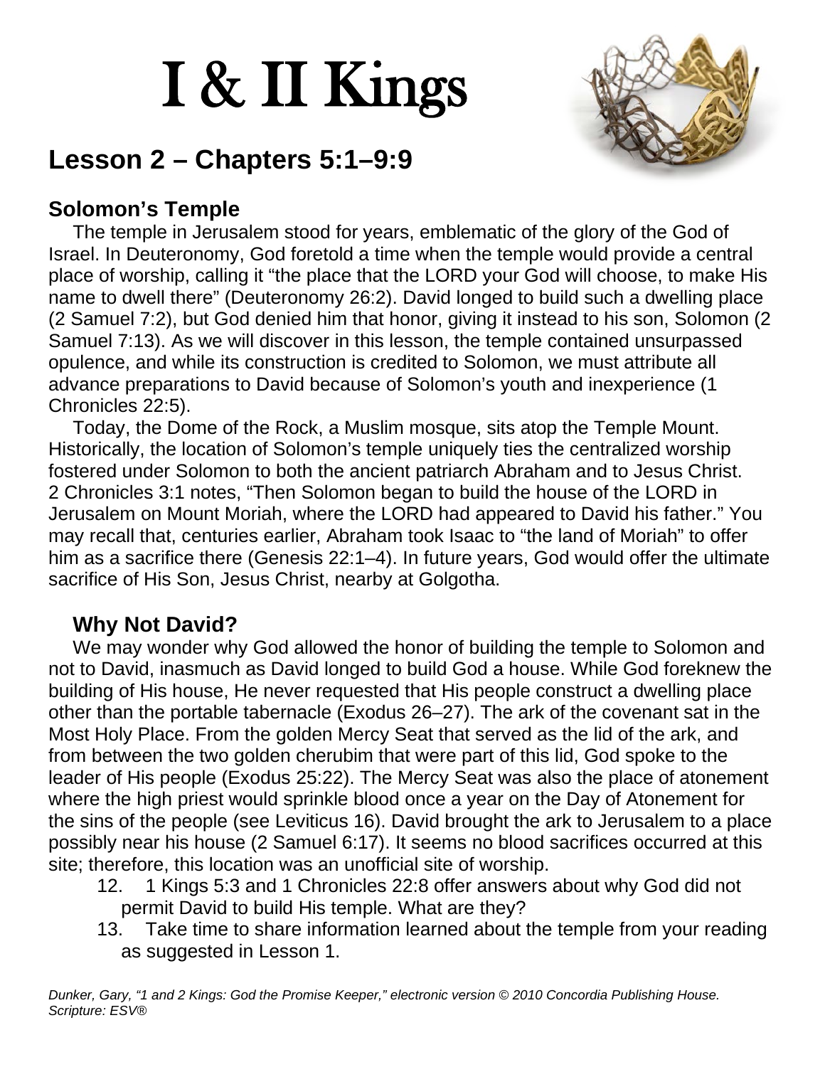# I & II Kings

## Lesson 2 – Chapters 5:1–9:9

### Solomon's Temple

The temple in Jerusalem stood for years, emblematic of the glory of the God of Israel. In Deuteronomy, God foretold a time when the temple would provide a central place of worship, calling it "the place that the LORD your God will choose, to make His name to dwell there" (Deuteronomy 26:2). David longed to build such a dwelling place (2 Samuel 7:2), but God denied him that honor, giving it instead to his son, Solomon (2 Samuel 7:13). As we will discover in this lesson, the temple contained unsurpassed opulence, and while its construction is credited to Solomon, we must attribute all advance preparations to David because of Solomon's youth and inexperience (1 Chronicles 22:5).

Today, the Dome of the Rock, a Muslim mosque, sits atop the Temple Mount. Historically, the location of Solomon's temple uniquely ties the centralized worship fostered under Solomon to both the ancient patriarch Abraham and to Jesus Christ. 2 Chronicles 3:1 notes, "Then Solomon began to build the house of the LORD in Jerusalem on Mount Moriah, where the LORD had appeared to David his father." You may recall that, centuries earlier, Abraham took Isaac to "the land of Moriah" to offer him as a sacrifice there (Genesis 22:1–4). In future years, God would offer the ultimate sacrifice of His Son, Jesus Christ, nearby at Golgotha.

### Why Not David?

We may wonder why God allowed the honor of building the temple to Solomon and not to David, inasmuch as David longed to build God a house. While God foreknew the building of His house, He never requested that His people construct a dwelling place other than the portable tabernacle (Exodus 26–27). The ark of the covenant sat in the Most Holy Place. From the golden Mercy Seat that served as the lid of the ark, and from between the two golden cherubim that were part of this lid, God spoke to the leader of His people (Exodus 25:22). The Mercy Seat was also the place of atonement where the high priest would sprinkle blood once a year on the Day of Atonement for the sins of the people (see Leviticus 16). David brought the ark to Jerusalem to a place possibly near his house (2 Samuel 6:17). It seems no blood sacrifices occurred at this site; therefore, this location was an unofficial site of worship.

12. 1 Kings 5:3 and 1 Chronicles 22:8 offer answers about why God did not permit David to build His temple. What are they?
13. Take time to share information learned about the temple from your reading as suggested in Lesson 1.

*Dunker, Gary, "1 and 2 Kings: God the Promise Keeper," electronic version © 2010 Concordia Publishing House. Scripture: ESV®*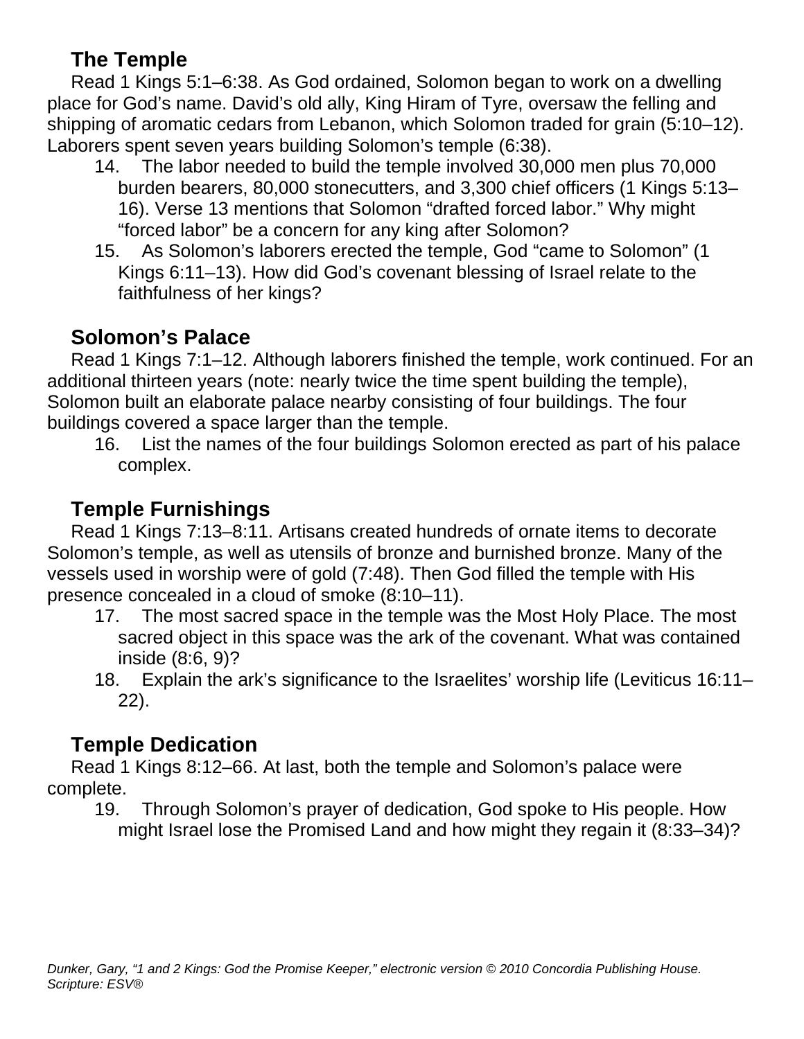## The Temple

Read 1 Kings 5:1–6:38. As God ordained, Solomon began to work on a dwelling place for God's name. David's old ally, King Hiram of Tyre, oversaw the felling and shipping of aromatic cedars from Lebanon, which Solomon traded for grain (5:10–12). Laborers spent seven years building Solomon's temple (6:38).

14. The labor needed to build the temple involved 30,000 men plus 70,000 burden bearers, 80,000 stonecutters, and 3,300 chief officers (1 Kings 5:13–16). Verse 13 mentions that Solomon "drafted forced labor." Why might "forced labor" be a concern for any king after Solomon?
15. As Solomon's laborers erected the temple, God "came to Solomon" (1 Kings 6:11–13). How did God's covenant blessing of Israel relate to the faithfulness of her kings?

## Solomon's Palace

Read 1 Kings 7:1–12. Although laborers finished the temple, work continued. For an additional thirteen years (note: nearly twice the time spent building the temple), Solomon built an elaborate palace nearby consisting of four buildings. The four buildings covered a space larger than the temple.

16. List the names of the four buildings Solomon erected as part of his palace complex.

## Temple Furnishings

Read 1 Kings 7:13–8:11. Artisans created hundreds of ornate items to decorate Solomon's temple, as well as utensils of bronze and burnished bronze. Many of the vessels used in worship were of gold (7:48). Then God filled the temple with His presence concealed in a cloud of smoke (8:10–11).

17. The most sacred space in the temple was the Most Holy Place. The most sacred object in this space was the ark of the covenant. What was contained inside (8:6, 9)?
18. Explain the ark's significance to the Israelites' worship life (Leviticus 16:11–22).

## Temple Dedication

Read 1 Kings 8:12–66. At last, both the temple and Solomon's palace were complete.

19. Through Solomon's prayer of dedication, God spoke to His people. How might Israel lose the Promised Land and how might they regain it (8:33–34)?

*Dunker, Gary, "1 and 2 Kings: God the Promise Keeper," electronic version © 2010 Concordia Publishing House. Scripture: ESV®*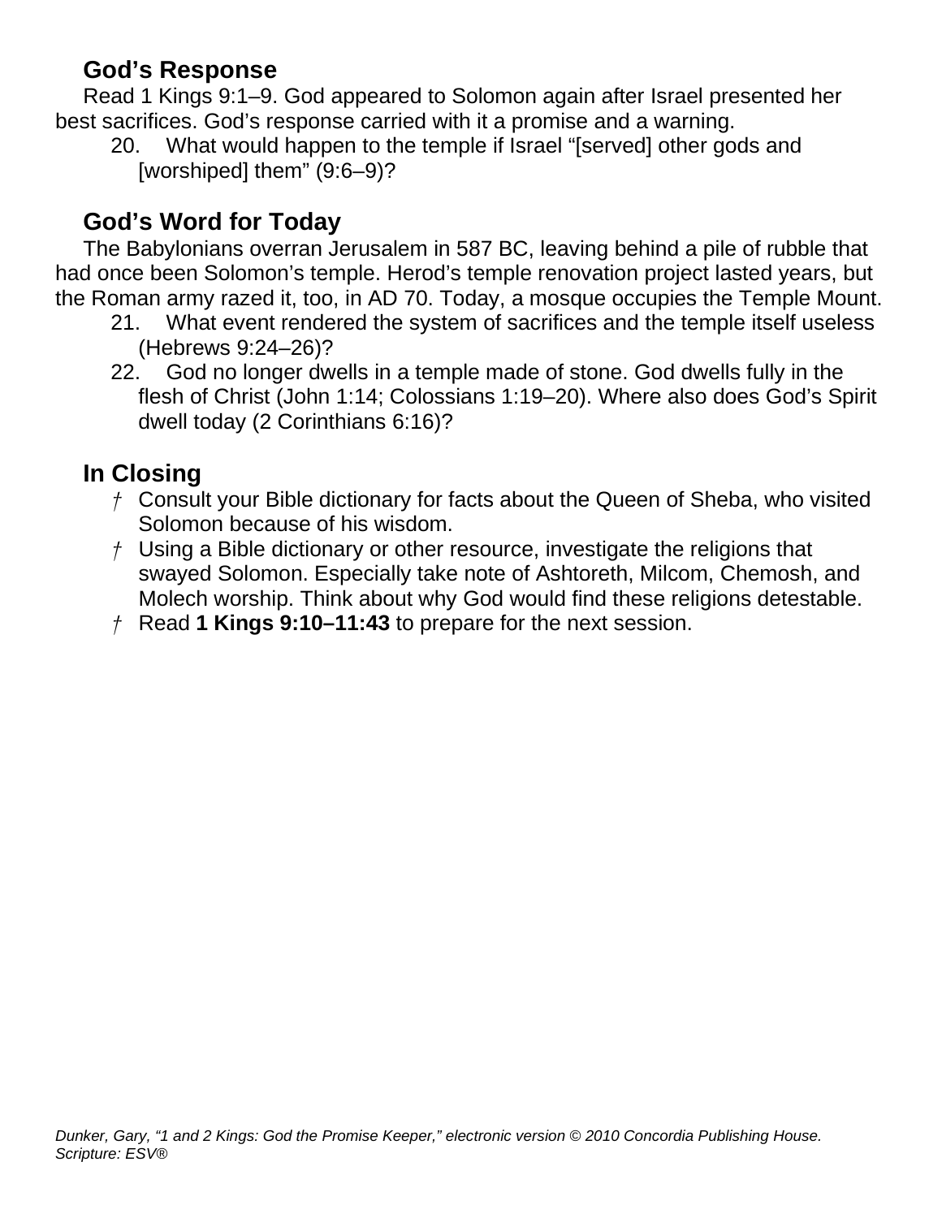## God's Response

Read 1 Kings 9:1–9. God appeared to Solomon again after Israel presented her best sacrifices. God's response carried with it a promise and a warning.

20. What would happen to the temple if Israel "[served] other gods and [worshiped] them" (9:6–9)?

## God's Word for Today

The Babylonians overran Jerusalem in 587 BC, leaving behind a pile of rubble that had once been Solomon's temple. Herod's temple renovation project lasted years, but the Roman army razed it, too, in AD 70. Today, a mosque occupies the Temple Mount.

21. What event rendered the system of sacrifices and the temple itself useless (Hebrews 9:24–26)?
22. God no longer dwells in a temple made of stone. God dwells fully in the flesh of Christ (John 1:14; Colossians 1:19–20). Where also does God's Spirit dwell today (2 Corinthians 6:16)?

## In Closing

- † Consult your Bible dictionary for facts about the Queen of Sheba, who visited Solomon because of his wisdom.
- † Using a Bible dictionary or other resource, investigate the religions that swayed Solomon. Especially take note of Ashtoreth, Milcom, Chemosh, and Molech worship. Think about why God would find these religions detestable.
- † Read **1 Kings 9:10–11:43** to prepare for the next session.

*Dunker, Gary, "1 and 2 Kings: God the Promise Keeper," electronic version © 2010 Concordia Publishing House. Scripture: ESV®*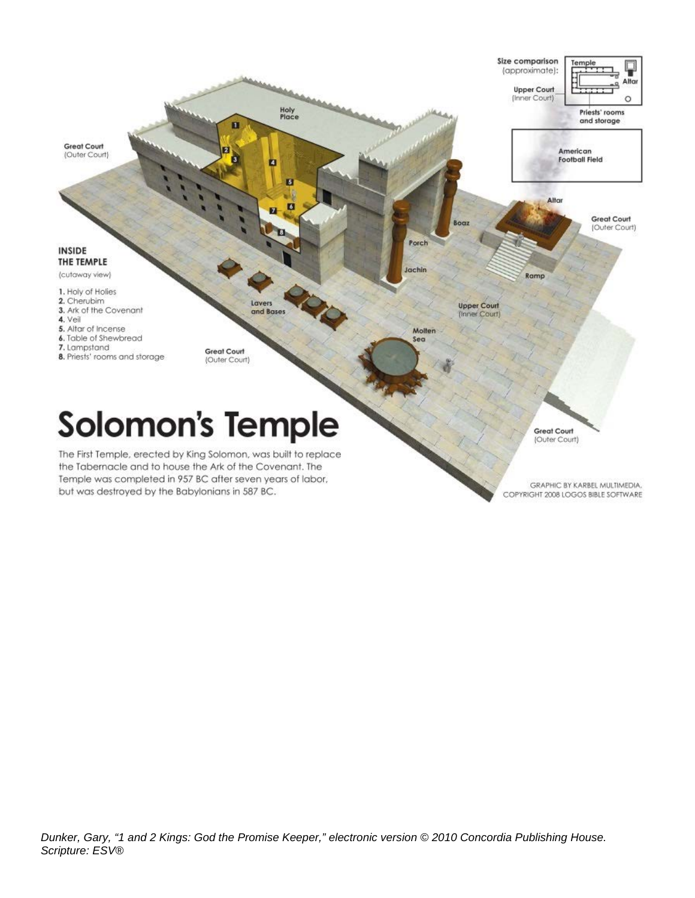Size comparison
(approximate):

Temple

Altar

Upper Court
(Inner Court)

Priests' rooms
and storage

American
Football Field

Holy
Place

Great Court
(Outer Court)

Altar

Great Court
(Outer Court)

Boaz

Porch

Jachin

Ramp

**INSIDE THE TEMPLE**

(cutaway view)

1. Holy of Holies
2. Cherubim
3. Ark of the Covenant
4. Veil
5. Altar of Incense
6. Table of Shewbread
7. Lampstand
8. Priests' rooms and storage

Lavers
and Bases

Upper Court
(Inner Court)

Molten
Sea

Great Court
(Outer Court)

# Solomon's Temple

The First Temple, erected by King Solomon, was built to replace the Tabernacle and to house the Ark of the Covenant. The Temple was completed in 957 BC after seven years of labor, but was destroyed by the Babylonians in 587 BC.

Great Court
(Outer Court)

GRAPHIC BY KARBEL MULTIMEDIA,
COPYRIGHT 2008 LOGOS BIBLE SOFTWARE

*Dunker, Gary, "1 and 2 Kings: God the Promise Keeper," electronic version © 2010 Concordia Publishing House. Scripture: ESV®*